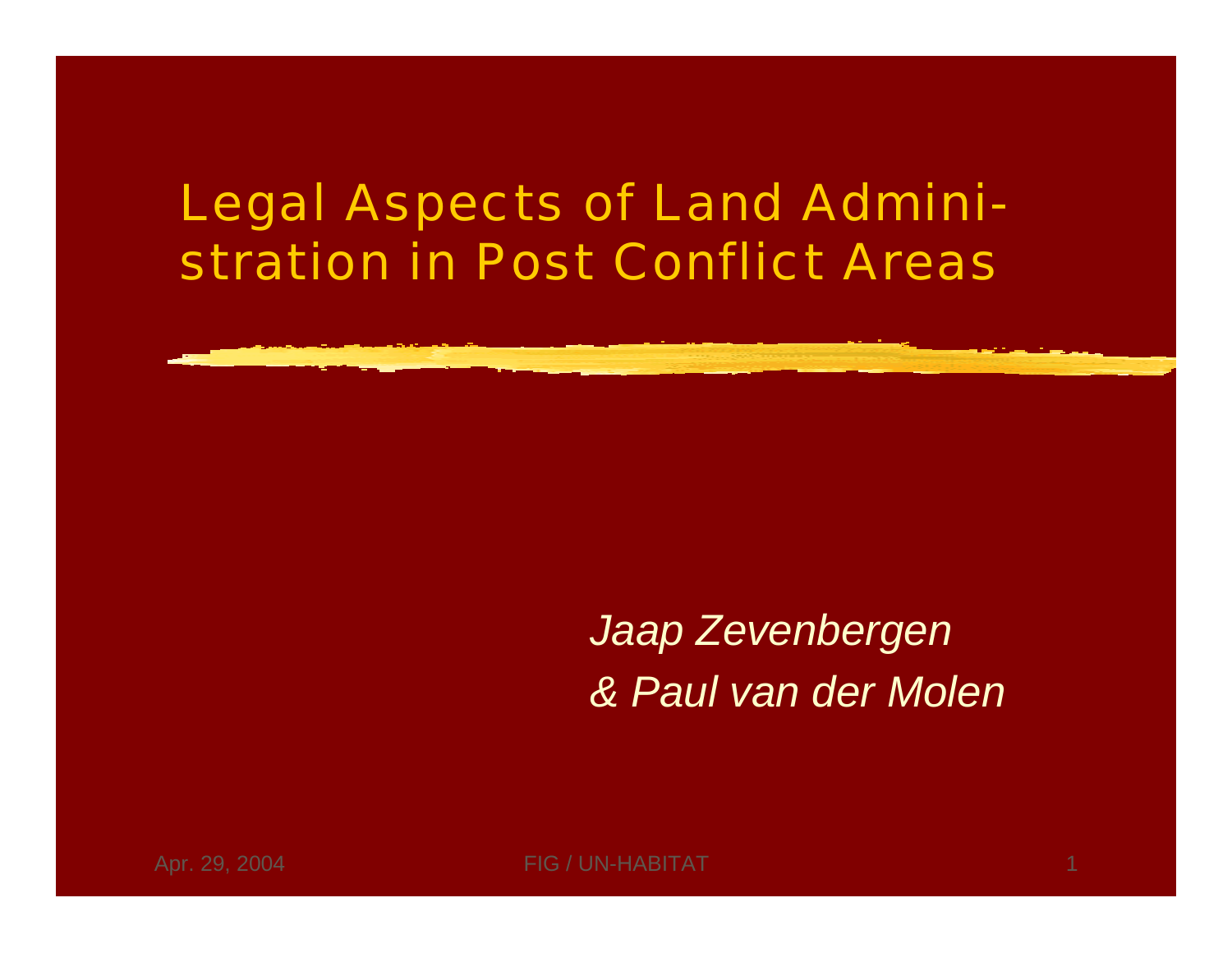# Legal Aspects of Land Administration in Post Conflict Areas

*Jaap Zevenbergen*
*& Paul van der Molen*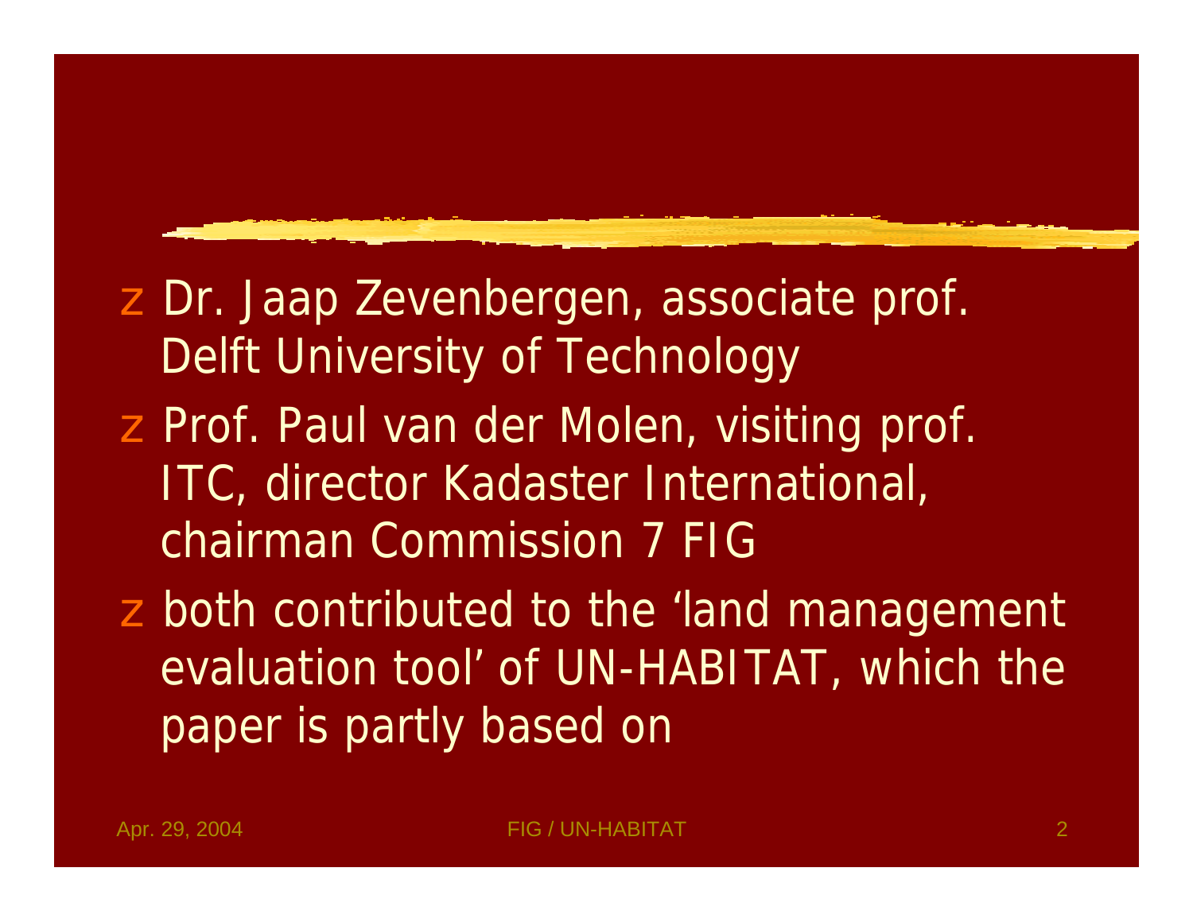- Dr. Jaap Zevenbergen, associate prof. Delft University of Technology
- Prof. Paul van der Molen, visiting prof. ITC, director Kadaster International, chairman Commission 7 FIG
- both contributed to the 'land management evaluation tool' of UN-HABITAT, which the paper is partly based on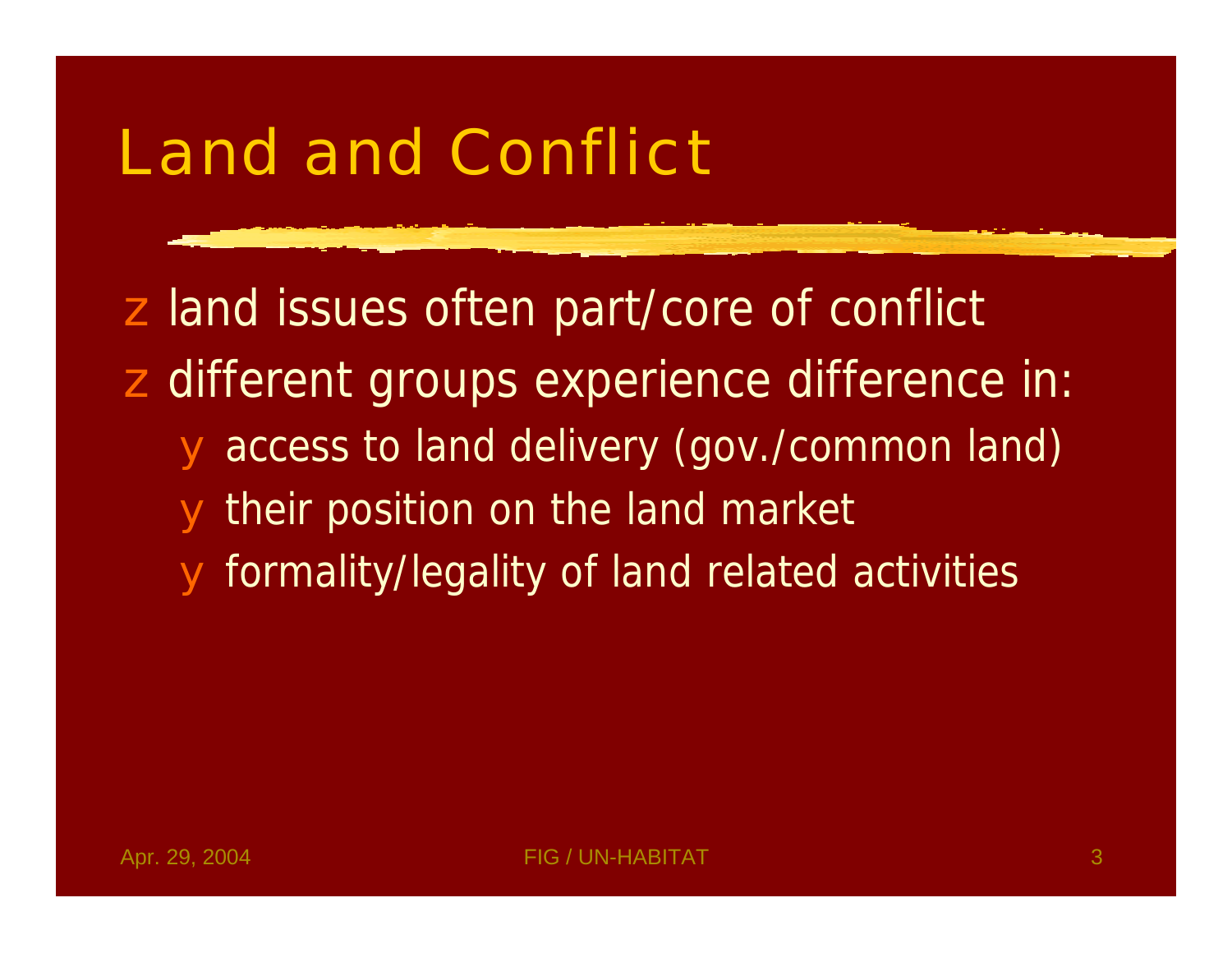# Land and Conflict

- land issues often part/core of conflict
- different groups experience difference in:
  - access to land delivery (gov./common land)
  - their position on the land market
  - formality/legality of land related activities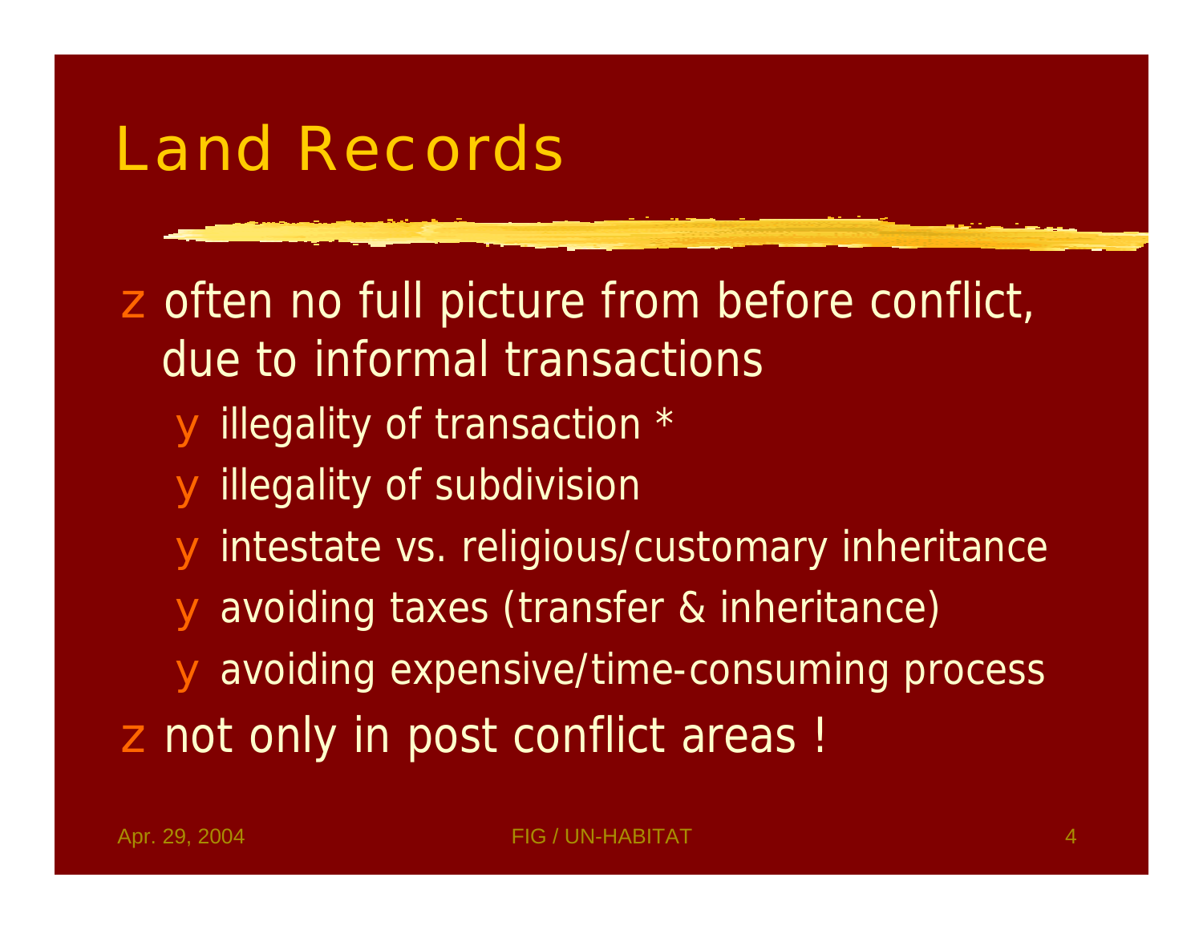# Land Records

- often no full picture from before conflict, due to informal transactions
  - illegality of transaction *
  - illegality of subdivision
  - intestate vs. religious/customary inheritance
  - avoiding taxes (transfer & inheritance)
  - avoiding expensive/time-consuming process
- not only in post conflict areas !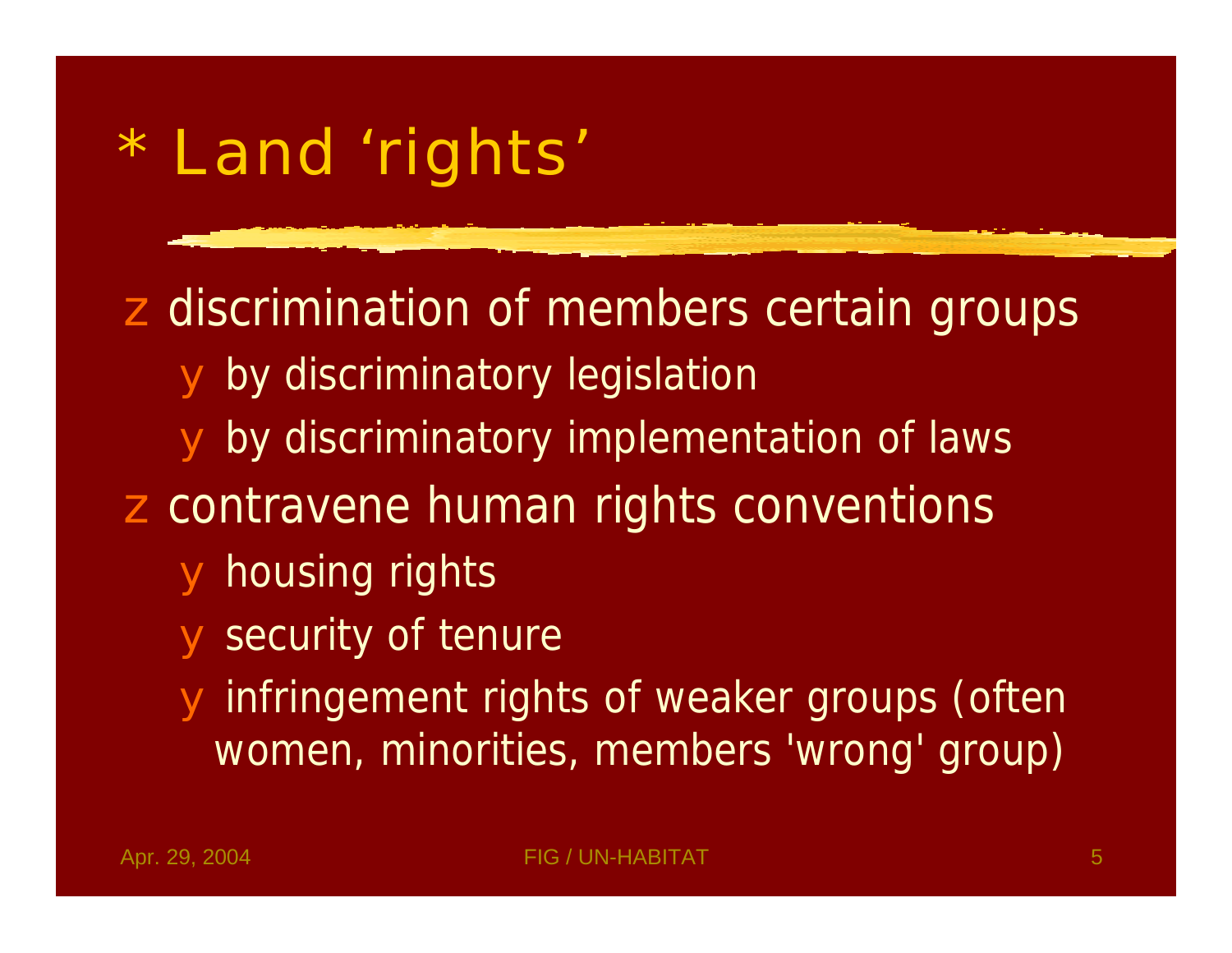# * Land 'rights'

- discrimination of members certain groups
  - by discriminatory legislation
  - by discriminatory implementation of laws
- contravene human rights conventions
  - housing rights
  - security of tenure
  - infringement rights of weaker groups (often women, minorities, members 'wrong' group)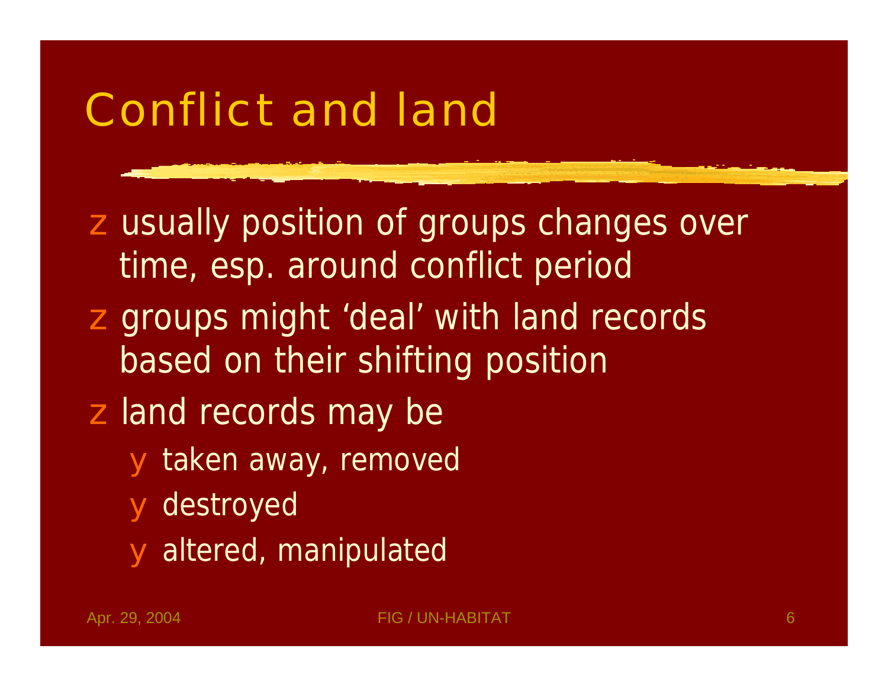# Conflict and land

- usually position of groups changes over time, esp. around conflict period
- groups might ‘deal’ with land records based on their shifting position
- land records may be
  - taken away, removed
  - destroyed
  - altered, manipulated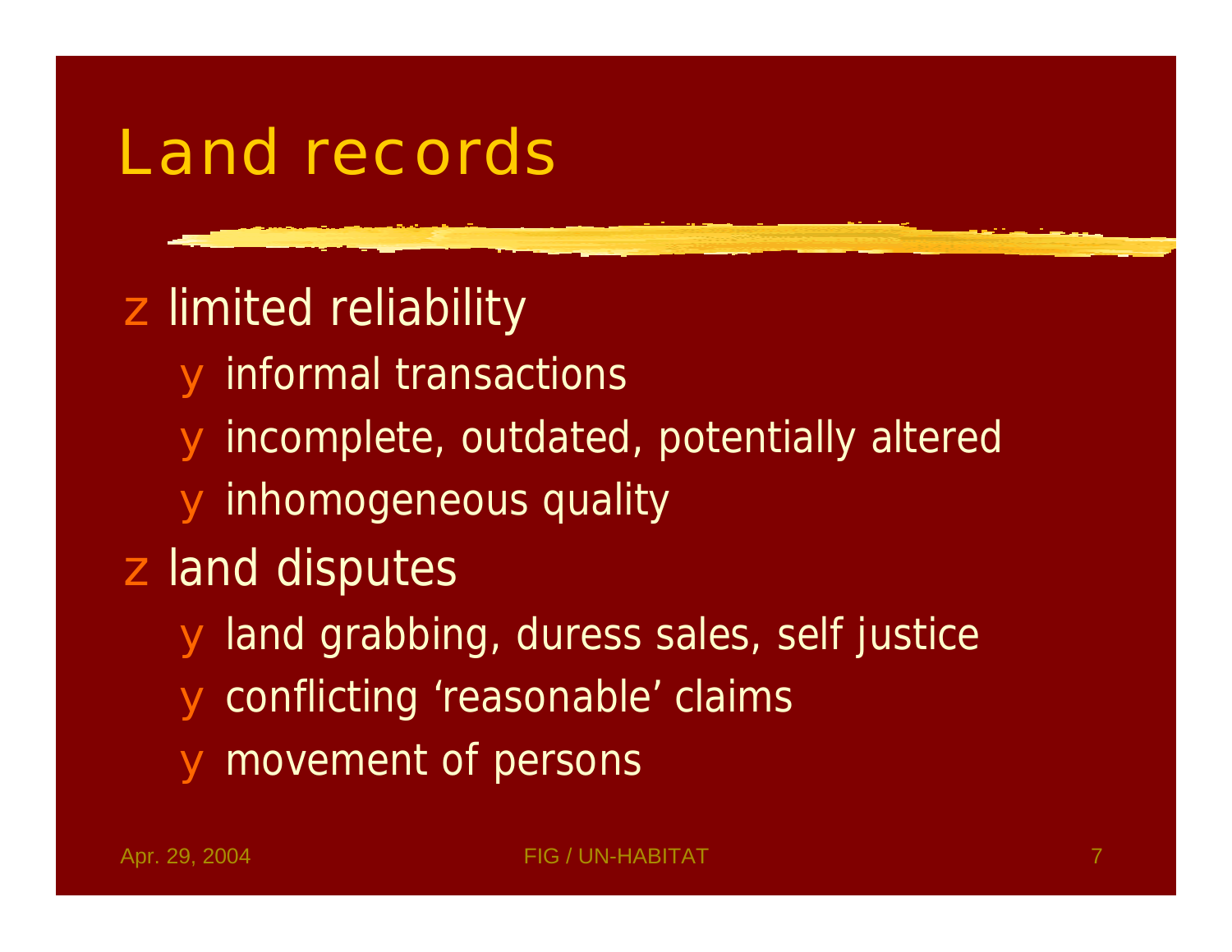# Land records

- limited reliability
  - informal transactions
  - incomplete, outdated, potentially altered
  - inhomogeneous quality
- land disputes
  - land grabbing, duress sales, self justice
  - conflicting ‘reasonable’ claims
  - movement of persons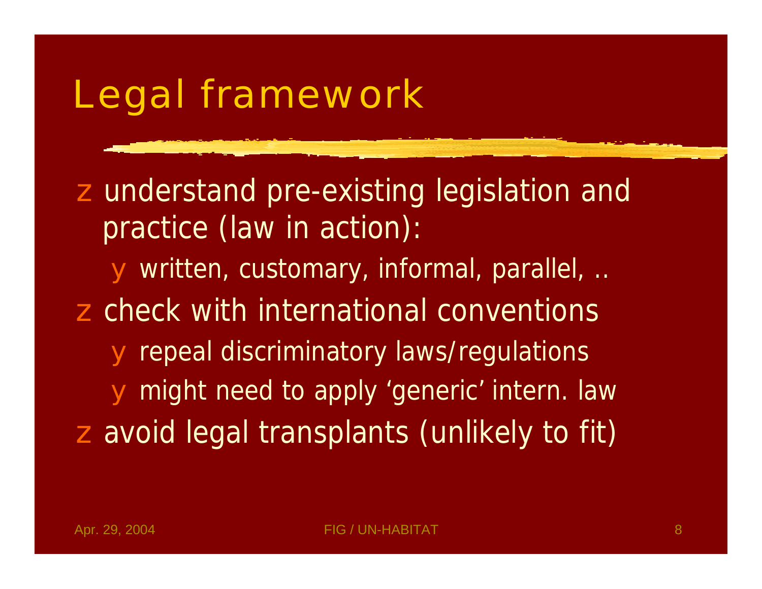# Legal framework

- understand pre-existing legislation and practice (law in action):
  - written, customary, informal, parallel, ..
- check with international conventions
  - repeal discriminatory laws/regulations
  - might need to apply 'generic' intern. law
- avoid legal transplants (unlikely to fit)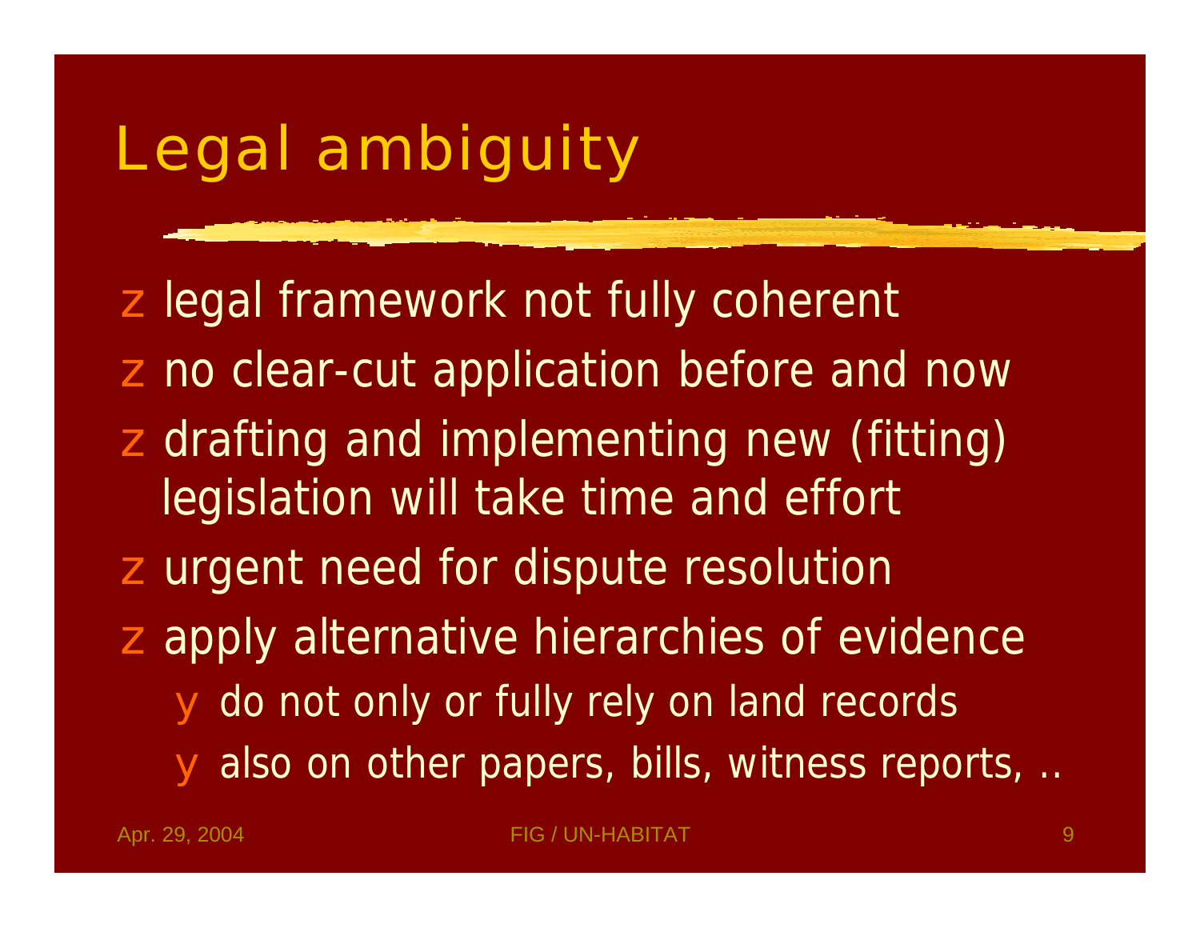# Legal ambiguity

- legal framework not fully coherent
- no clear-cut application before and now
- drafting and implementing new (fitting) legislation will take time and effort
- urgent need for dispute resolution
- apply alternative hierarchies of evidence
  - do not only or fully rely on land records
  - also on other papers, bills, witness reports, ..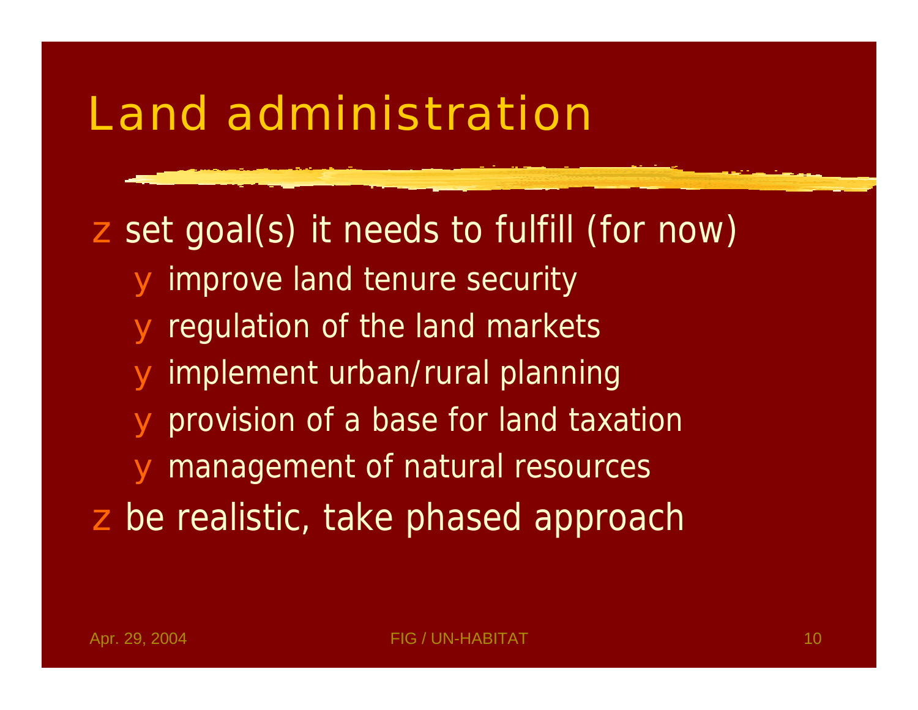# Land administration

- set goal(s) it needs to fulfill (for now)
  - improve land tenure security
  - regulation of the land markets
  - implement urban/rural planning
  - provision of a base for land taxation
  - management of natural resources
- be realistic, take phased approach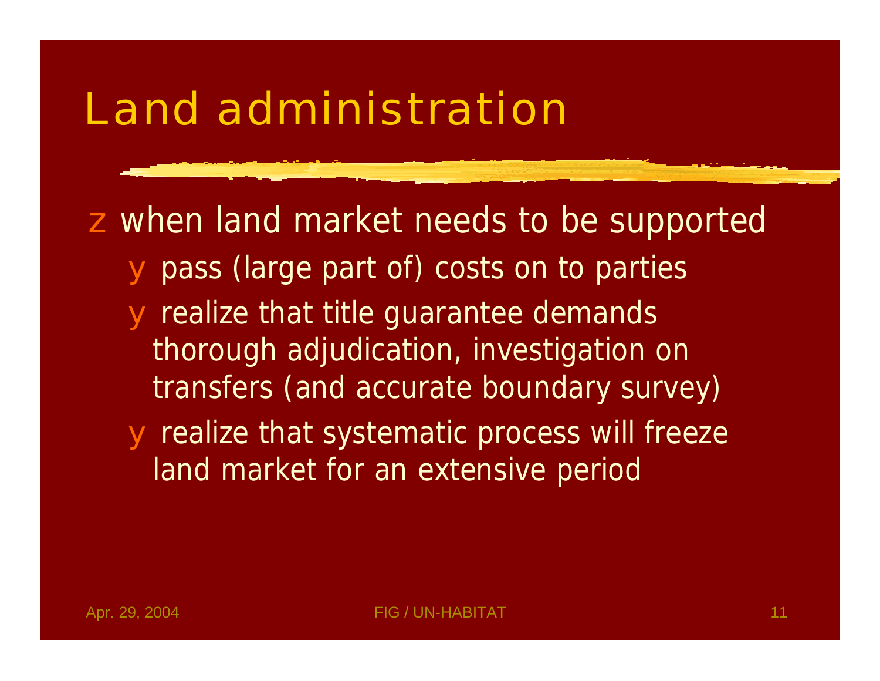# Land administration

- when land market needs to be supported
  - pass (large part of) costs on to parties
  - realize that title guarantee demands thorough adjudication, investigation on transfers (and accurate boundary survey)
  - realize that systematic process will freeze land market for an extensive period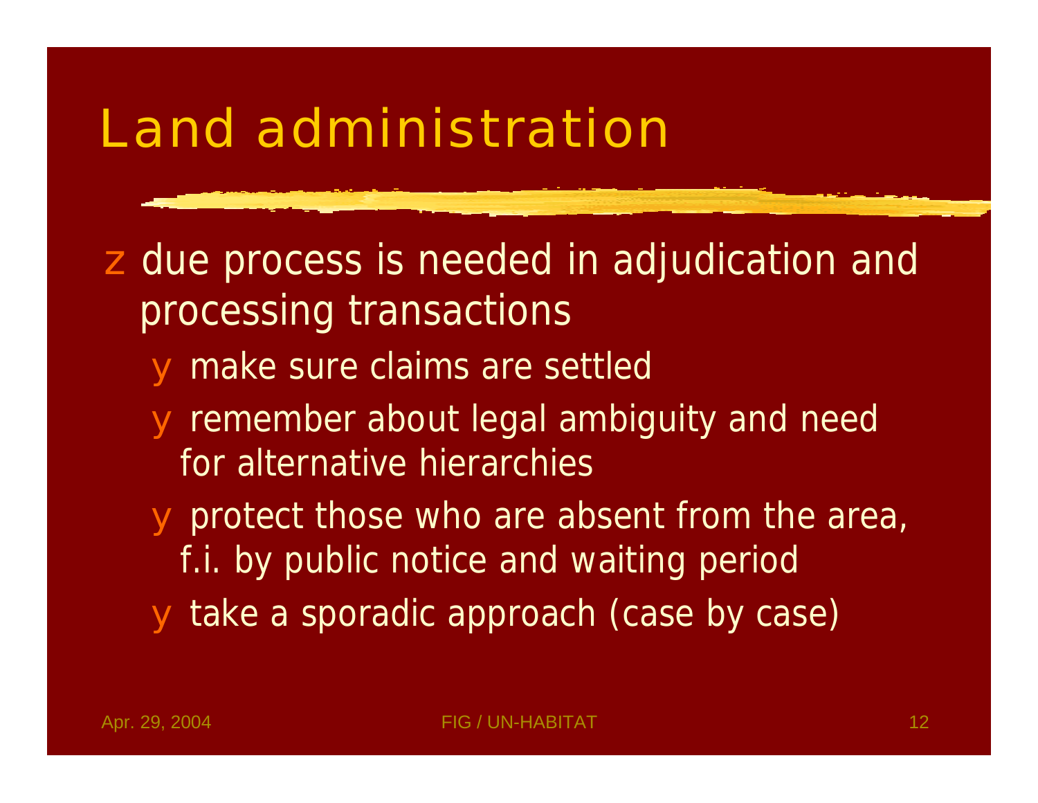# Land administration

- due process is needed in adjudication and processing transactions
  - make sure claims are settled
  - remember about legal ambiguity and need for alternative hierarchies
  - protect those who are absent from the area, f.i. by public notice and waiting period
  - take a sporadic approach (case by case)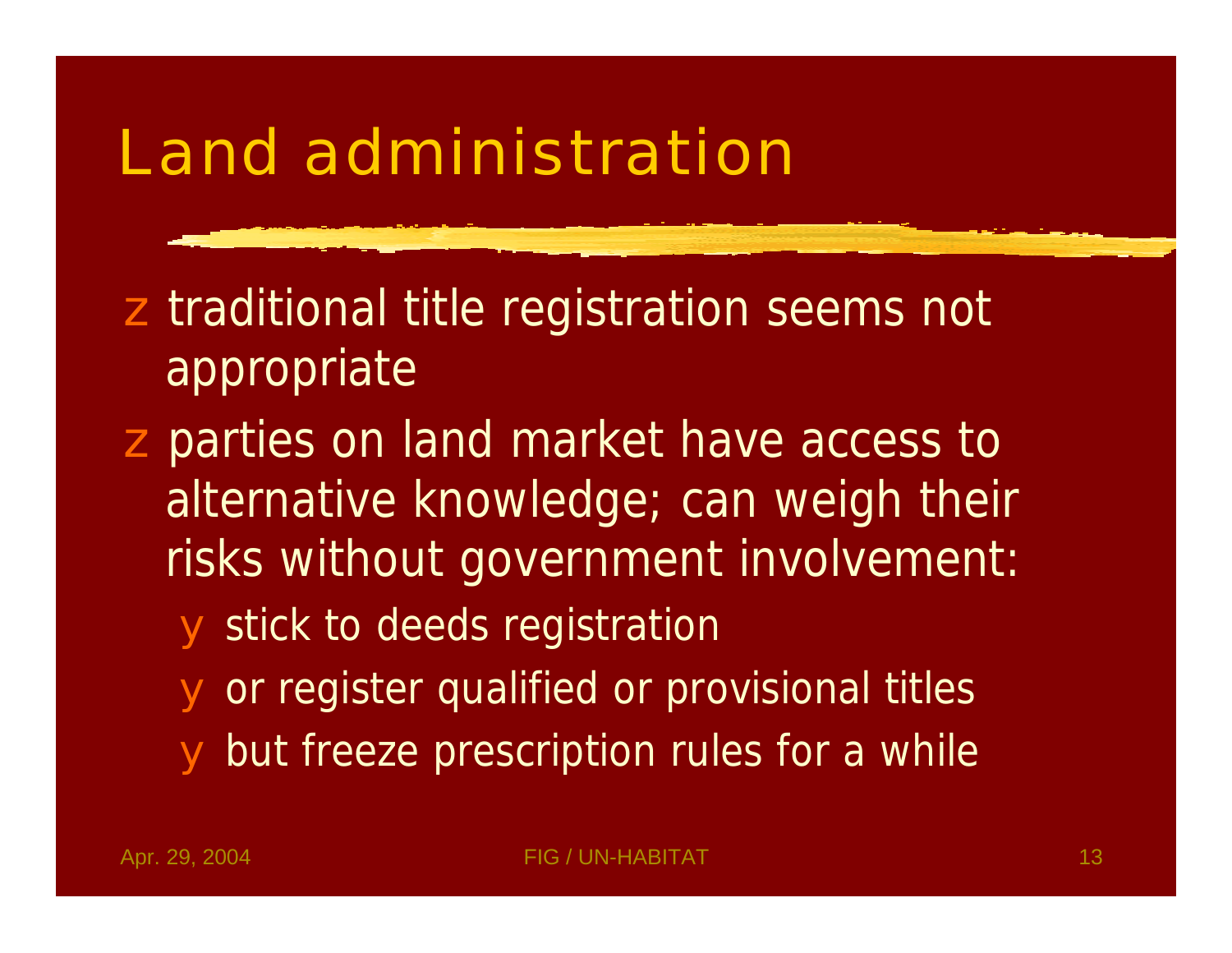# Land administration

- traditional title registration seems not appropriate
- parties on land market have access to alternative knowledge; can weigh their risks without government involvement:
  - stick to deeds registration
  - or register qualified or provisional titles
  - but freeze prescription rules for a while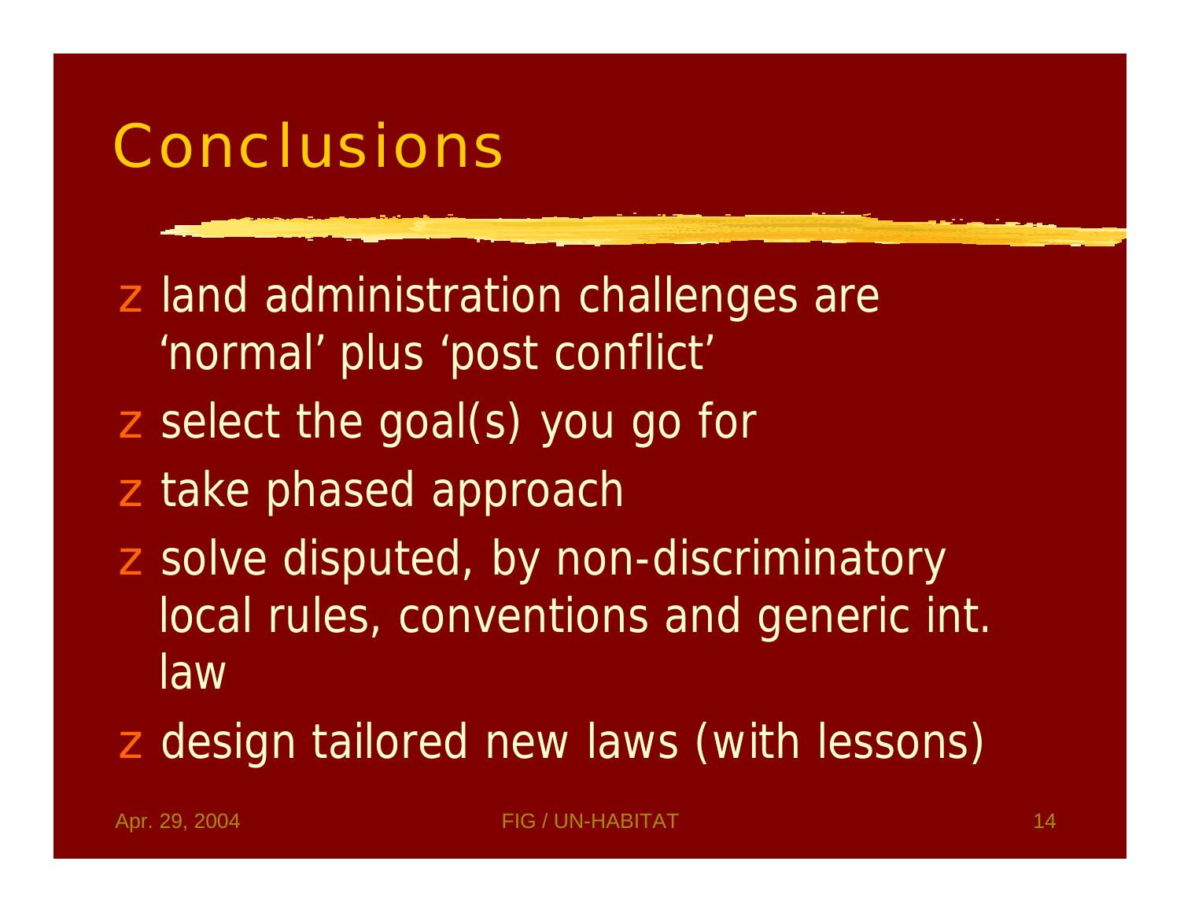# Conclusions

- land administration challenges are 'normal' plus 'post conflict'
- select the goal(s) you go for
- take phased approach
- solve disputed, by non-discriminatory local rules, conventions and generic int. law
- design tailored new laws (with lessons)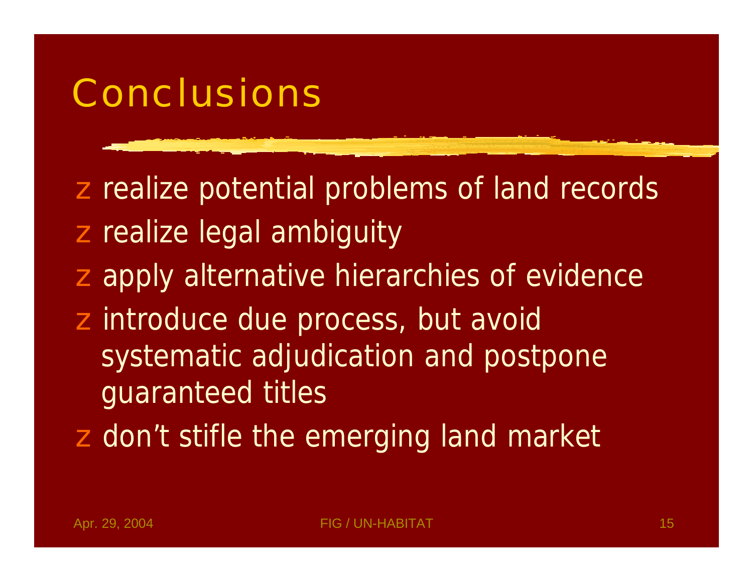# Conclusions

- realize potential problems of land records
- realize legal ambiguity
- apply alternative hierarchies of evidence
- introduce due process, but avoid systematic adjudication and postpone guaranteed titles
- don't stifle the emerging land market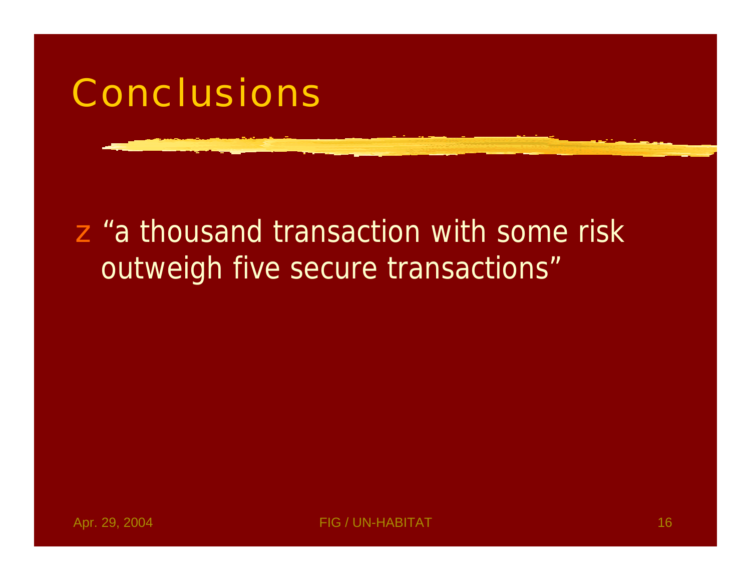# Conclusions

- "a thousand transaction with some risk outweigh five secure transactions"